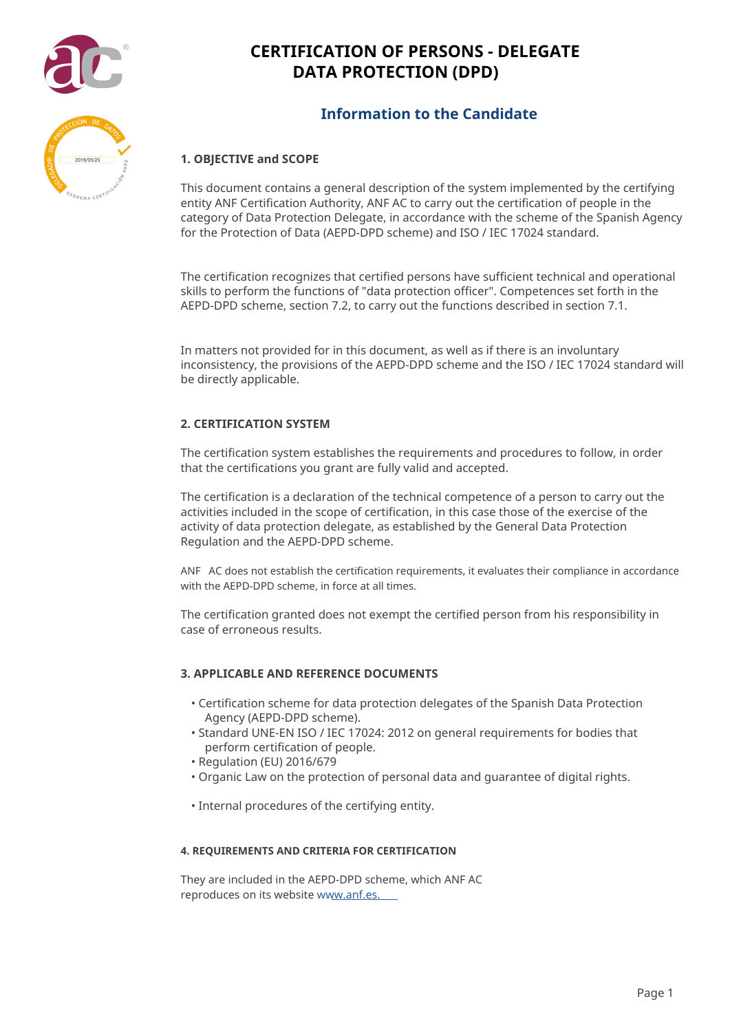# CERTIFICATION OF PERSONS - DELEGATE DATA PROTECTION (DPD)

## Information to the Candidate

### 1. OBJECTIVE and SCOPE

This document contains a general description of the system implemented by the certifying entity ANF Certification Authority, ANF AC to carry out the certification of people in the category of Data Protection Delegate, in accordance with the scheme of the Spanish Agency for the Protection of Data (AEPD-DPD scheme) and ISO / IEC 17024 standard.

The certification recognizes that certified persons have sufficient technical and operational skills to perform the functions of "data protection officer". Competences set forth in the AEPD-DPD scheme, section 7.2, to carry out the functions described in section 7.1.

In matters not provided for in this document, as well as if there is an involuntary inconsistency, the provisions of the AEPD-DPD scheme and the ISO / IEC 17024 standard will be directly applicable.

### 2. CERTIFICATION SYSTEM

The certification system establishes the requirements and procedures to follow, in order that the certifications you grant are fully valid and accepted.

The certification is a declaration of the technical competence of a person to carry out the activities included in the scope of certification, in this case those of the exercise of the activity of data protection delegate, as established by the General Data Protection Regulation and the AEPD-DPD scheme.

ANF AC does not establish the certification requirements, it evaluates their compliance in accordance with the AEPD-DPD scheme, in force at all times.

The certification granted does not exempt the certified person from his responsibility in case of erroneous results.

### 3. APPLICABLE AND REFERENCE DOCUMENTS

- Certification scheme for data protection delegates of the Spanish Data Protection Agency (AEPD-DPD scheme).
- Standard UNE-EN ISO / IEC 17024: 2012 on general requirements for bodies that perform certification of people.
- Regulation (EU) 2016/679
- Organic Law on the protection of personal data and guarantee of digital rights.
- Internal procedures of the certifying entity.

### 4. REQUIREMENTS AND CRITERIA FOR CERTIFICATION

They are included in the AEPD-DPD scheme, which ANF AC reproduces on its website www.anf.es.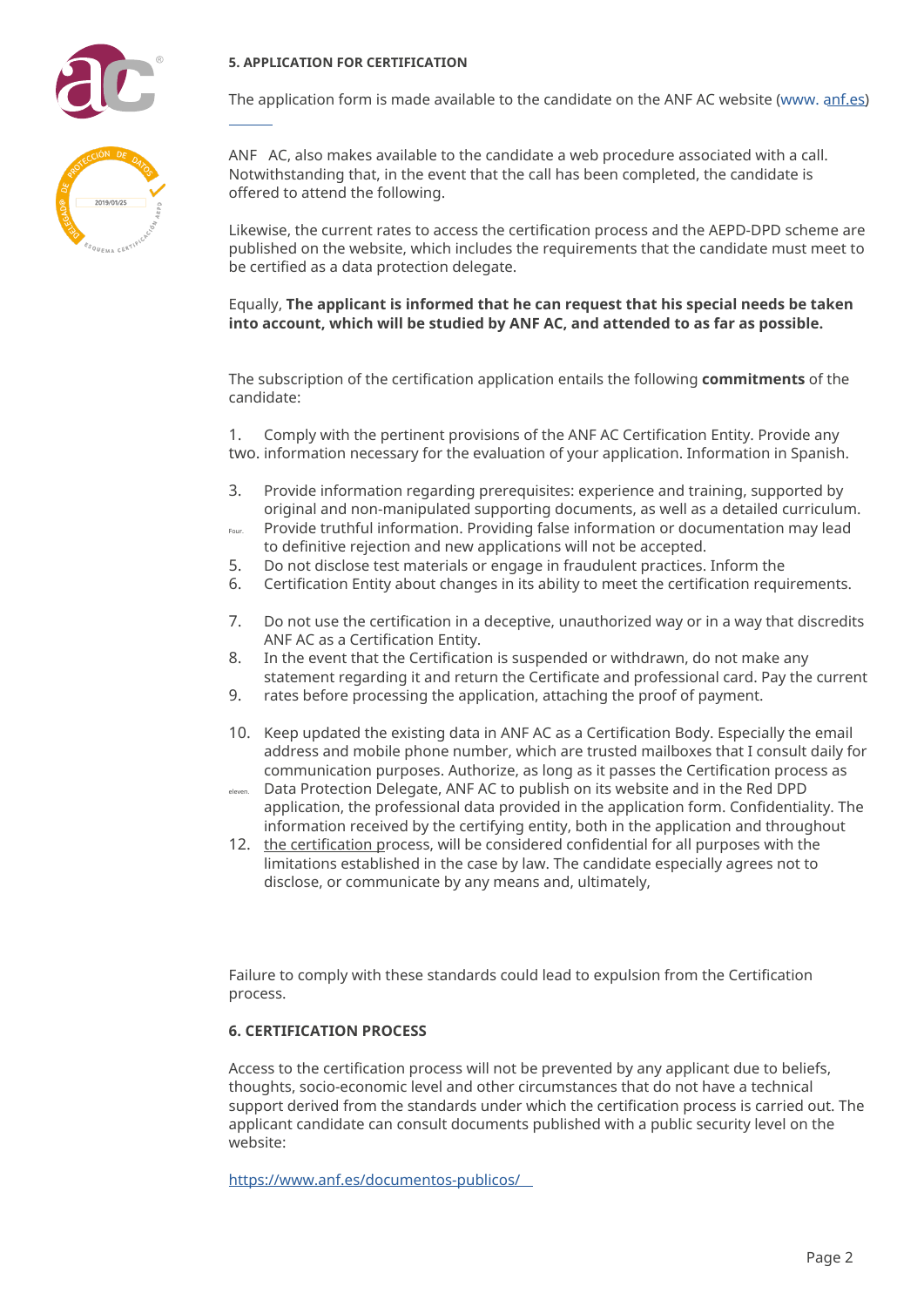**5. APPLICATION FOR CERTIFICATION**

The application form is made available to the candidate on the ANF AC website (www. anf.es)

ANF AC, also makes available to the candidate a web procedure associated with a call. Notwithstanding that, in the event that the call has been completed, the candidate is offered to attend the following.

Likewise, the current rates to access the certification process and the AEPD-DPD scheme are published on the website, which includes the requirements that the candidate must meet to be certified as a data protection delegate.

Equally, **The applicant is informed that he can request that his special needs be taken into account, which will be studied by ANF AC, and attended to as far as possible.**

The subscription of the certification application entails the following **commitments** of the candidate:

1. Comply with the pertinent provisions of the ANF AC Certification Entity. Provide any
two. information necessary for the evaluation of your application. Information in Spanish.

3. Provide information regarding prerequisites: experience and training, supported by original and non-manipulated supporting documents, as well as a detailed curriculum.
Four. Provide truthful information. Providing false information or documentation may lead to definitive rejection and new applications will not be accepted.
5. Do not disclose test materials or engage in fraudulent practices. Inform the
6. Certification Entity about changes in its ability to meet the certification requirements.

7. Do not use the certification in a deceptive, unauthorized way or in a way that discredits ANF AC as a Certification Entity.
8. In the event that the Certification is suspended or withdrawn, do not make any statement regarding it and return the Certificate and professional card. Pay the current
9. rates before processing the application, attaching the proof of payment.

10. Keep updated the existing data in ANF AC as a Certification Body. Especially the email address and mobile phone number, which are trusted mailboxes that I consult daily for communication purposes. Authorize, as long as it passes the Certification process as
eleven. Data Protection Delegate, ANF AC to publish on its website and in the Red DPD application, the professional data provided in the application form. Confidentiality. The information received by the certifying entity, both in the application and throughout
12. the certification process, will be considered confidential for all purposes with the limitations established in the case by law. The candidate especially agrees not to disclose, or communicate by any means and, ultimately,

Failure to comply with these standards could lead to expulsion from the Certification process.

**6. CERTIFICATION PROCESS**

Access to the certification process will not be prevented by any applicant due to beliefs, thoughts, socio-economic level and other circumstances that do not have a technical support derived from the standards under which the certification process is carried out. The applicant candidate can consult documents published with a public security level on the website:

https://www.anf.es/documentos-publicos/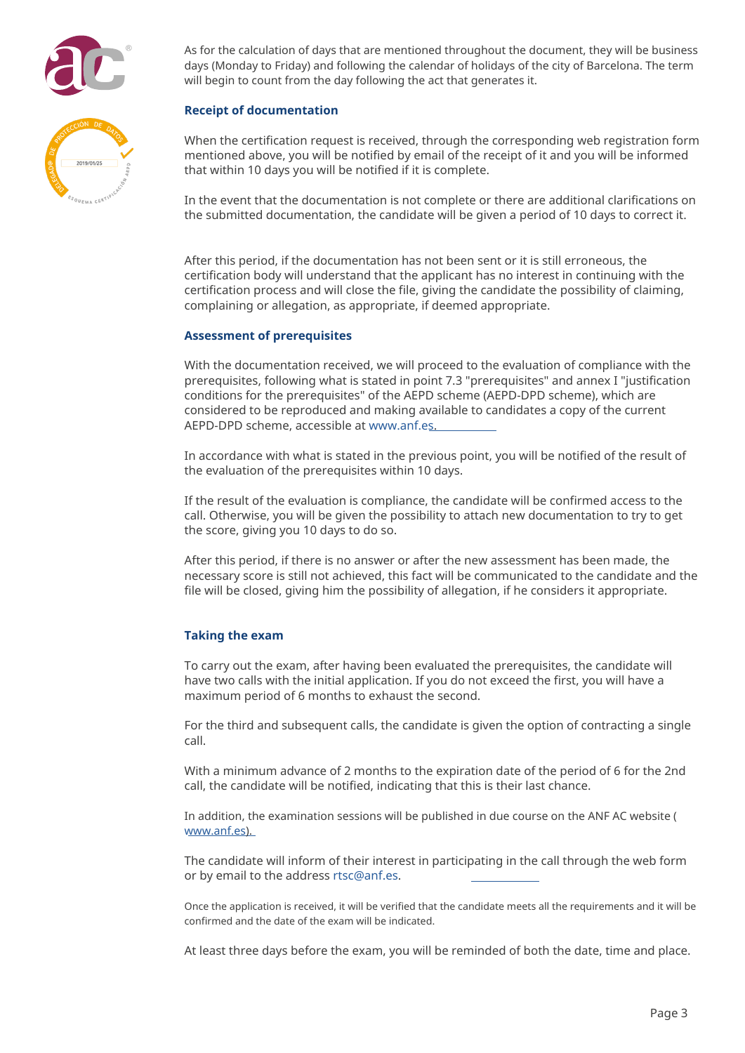As for the calculation of days that are mentioned throughout the document, they will be business days (Monday to Friday) and following the calendar of holidays of the city of Barcelona. The term will begin to count from the day following the act that generates it.

### Receipt of documentation

When the certification request is received, through the corresponding web registration form mentioned above, you will be notified by email of the receipt of it and you will be informed that within 10 days you will be notified if it is complete.

In the event that the documentation is not complete or there are additional clarifications on the submitted documentation, the candidate will be given a period of 10 days to correct it.

After this period, if the documentation has not been sent or it is still erroneous, the certification body will understand that the applicant has no interest in continuing with the certification process and will close the file, giving the candidate the possibility of claiming, complaining or allegation, as appropriate, if deemed appropriate.

### Assessment of prerequisites

With the documentation received, we will proceed to the evaluation of compliance with the prerequisites, following what is stated in point 7.3 "prerequisites" and annex I "justification conditions for the prerequisites" of the AEPD scheme (AEPD-DPD scheme), which are considered to be reproduced and making available to candidates a copy of the current AEPD-DPD scheme, accessible at www.anf.es.

In accordance with what is stated in the previous point, you will be notified of the result of the evaluation of the prerequisites within 10 days.

If the result of the evaluation is compliance, the candidate will be confirmed access to the call. Otherwise, you will be given the possibility to attach new documentation to try to get the score, giving you 10 days to do so.

After this period, if there is no answer or after the new assessment has been made, the necessary score is still not achieved, this fact will be communicated to the candidate and the file will be closed, giving him the possibility of allegation, if he considers it appropriate.

### Taking the exam

To carry out the exam, after having been evaluated the prerequisites, the candidate will have two calls with the initial application. If you do not exceed the first, you will have a maximum period of 6 months to exhaust the second.

For the third and subsequent calls, the candidate is given the option of contracting a single call.

With a minimum advance of 2 months to the expiration date of the period of 6 for the 2nd call, the candidate will be notified, indicating that this is their last chance.

In addition, the examination sessions will be published in due course on the ANF AC website ( www.anf.es).

The candidate will inform of their interest in participating in the call through the web form or by email to the address rtsc@anf.es.

Once the application is received, it will be verified that the candidate meets all the requirements and it will be confirmed and the date of the exam will be indicated.

At least three days before the exam, you will be reminded of both the date, time and place.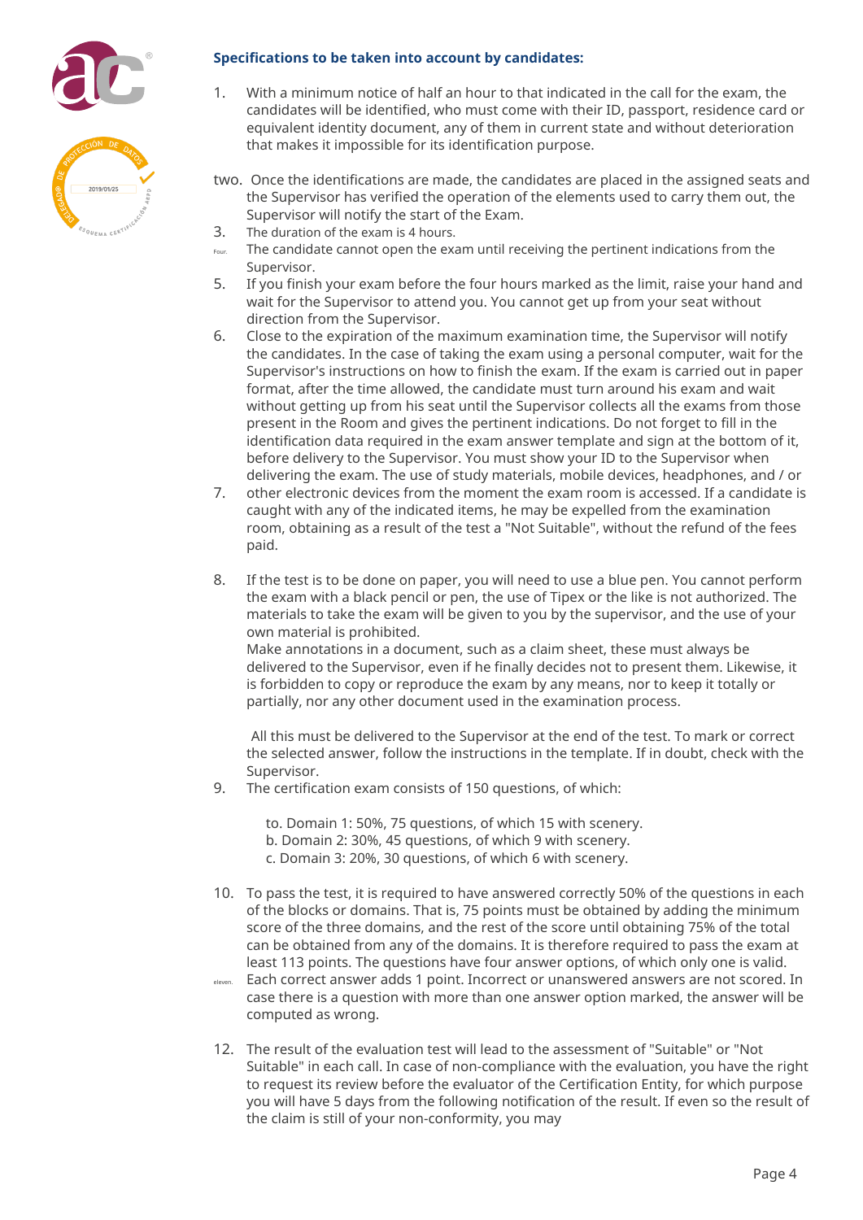### Specifications to be taken into account by candidates:

1. With a minimum notice of half an hour to that indicated in the call for the exam, the candidates will be identified, who must come with their ID, passport, residence card or equivalent identity document, any of them in current state and without deterioration that makes it impossible for its identification purpose.

two. Once the identifications are made, the candidates are placed in the assigned seats and the Supervisor has verified the operation of the elements used to carry them out, the Supervisor will notify the start of the Exam.

3. The duration of the exam is 4 hours.

Four. The candidate cannot open the exam until receiving the pertinent indications from the Supervisor.

5. If you finish your exam before the four hours marked as the limit, raise your hand and wait for the Supervisor to attend you. You cannot get up from your seat without direction from the Supervisor.
6. Close to the expiration of the maximum examination time, the Supervisor will notify the candidates. In the case of taking the exam using a personal computer, wait for the Supervisor's instructions on how to finish the exam. If the exam is carried out in paper format, after the time allowed, the candidate must turn around his exam and wait without getting up from his seat until the Supervisor collects all the exams from those present in the Room and gives the pertinent indications. Do not forget to fill in the identification data required in the exam answer template and sign at the bottom of it, before delivery to the Supervisor. You must show your ID to the Supervisor when delivering the exam. The use of study materials, mobile devices, headphones, and / or
7. other electronic devices from the moment the exam room is accessed. If a candidate is caught with any of the indicated items, he may be expelled from the examination room, obtaining as a result of the test a "Not Suitable", without the refund of the fees paid.

8. If the test is to be done on paper, you will need to use a blue pen. You cannot perform the exam with a black pencil or pen, the use of Tipex or the like is not authorized. The materials to take the exam will be given to you by the supervisor, and the use of your own material is prohibited.
   Make annotations in a document, such as a claim sheet, these must always be delivered to the Supervisor, even if he finally decides not to present them. Likewise, it is forbidden to copy or reproduce the exam by any means, nor to keep it totally or partially, nor any other document used in the examination process.

   All this must be delivered to the Supervisor at the end of the test. To mark or correct the selected answer, follow the instructions in the template. If in doubt, check with the Supervisor.
9. The certification exam consists of 150 questions, of which:

   to. Domain 1: 50%, 75 questions, of which 15 with scenery.
   b. Domain 2: 30%, 45 questions, of which 9 with scenery.
   c. Domain 3: 20%, 30 questions, of which 6 with scenery.

10. To pass the test, it is required to have answered correctly 50% of the questions in each of the blocks or domains. That is, 75 points must be obtained by adding the minimum score of the three domains, and the rest of the score until obtaining 75% of the total can be obtained from any of the domains. It is therefore required to pass the exam at least 113 points. The questions have four answer options, of which only one is valid.

eleven. Each correct answer adds 1 point. Incorrect or unanswered answers are not scored. In case there is a question with more than one answer option marked, the answer will be computed as wrong.

12. The result of the evaluation test will lead to the assessment of "Suitable" or "Not Suitable" in each call. In case of non-compliance with the evaluation, you have the right to request its review before the evaluator of the Certification Entity, for which purpose you will have 5 days from the following notification of the result. If even so the result of the claim is still of your non-conformity, you may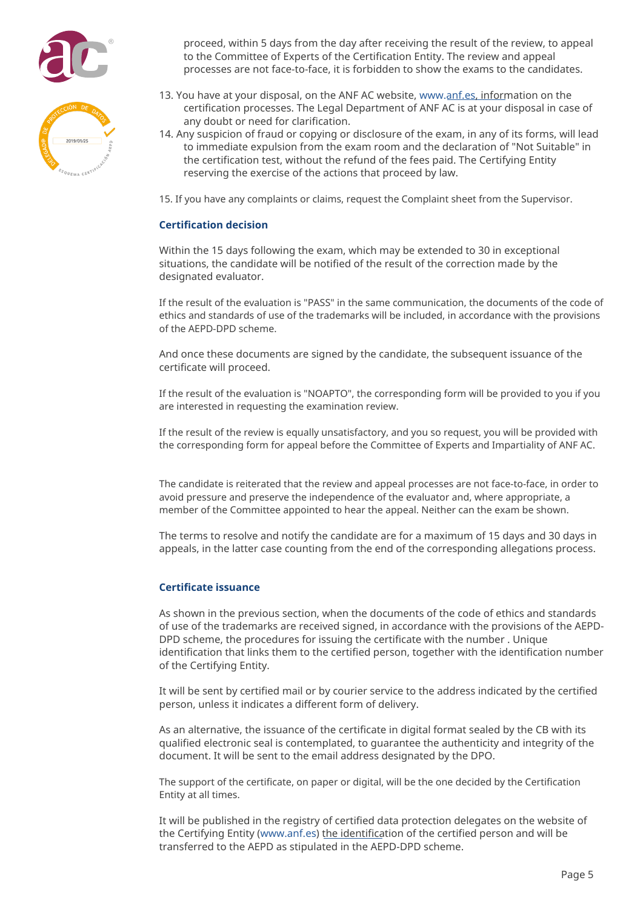proceed, within 5 days from the day after receiving the result of the review, to appeal to the Committee of Experts of the Certification Entity. The review and appeal processes are not face-to-face, it is forbidden to show the exams to the candidates.

13. You have at your disposal, on the ANF AC website, www.anf.es, information on the certification processes. The Legal Department of ANF AC is at your disposal in case of any doubt or need for clarification.
14. Any suspicion of fraud or copying or disclosure of the exam, in any of its forms, will lead to immediate expulsion from the exam room and the declaration of "Not Suitable" in the certification test, without the refund of the fees paid. The Certifying Entity reserving the exercise of the actions that proceed by law.

15. If you have any complaints or claims, request the Complaint sheet from the Supervisor.

### Certification decision

Within the 15 days following the exam, which may be extended to 30 in exceptional situations, the candidate will be notified of the result of the correction made by the designated evaluator.

If the result of the evaluation is "PASS" in the same communication, the documents of the code of ethics and standards of use of the trademarks will be included, in accordance with the provisions of the AEPD-DPD scheme.

And once these documents are signed by the candidate, the subsequent issuance of the certificate will proceed.

If the result of the evaluation is "NOAPTO", the corresponding form will be provided to you if you are interested in requesting the examination review.

If the result of the review is equally unsatisfactory, and you so request, you will be provided with the corresponding form for appeal before the Committee of Experts and Impartiality of ANF AC.

The candidate is reiterated that the review and appeal processes are not face-to-face, in order to avoid pressure and preserve the independence of the evaluator and, where appropriate, a member of the Committee appointed to hear the appeal. Neither can the exam be shown.

The terms to resolve and notify the candidate are for a maximum of 15 days and 30 days in appeals, in the latter case counting from the end of the corresponding allegations process.

### Certificate issuance

As shown in the previous section, when the documents of the code of ethics and standards of use of the trademarks are received signed, in accordance with the provisions of the AEPD-DPD scheme, the procedures for issuing the certificate with the number . Unique identification that links them to the certified person, together with the identification number of the Certifying Entity.

It will be sent by certified mail or by courier service to the address indicated by the certified person, unless it indicates a different form of delivery.

As an alternative, the issuance of the certificate in digital format sealed by the CB with its qualified electronic seal is contemplated, to guarantee the authenticity and integrity of the document. It will be sent to the email address designated by the DPO.

The support of the certificate, on paper or digital, will be the one decided by the Certification Entity at all times.

It will be published in the registry of certified data protection delegates on the website of the Certifying Entity (www.anf.es) the identification of the certified person and will be transferred to the AEPD as stipulated in the AEPD-DPD scheme.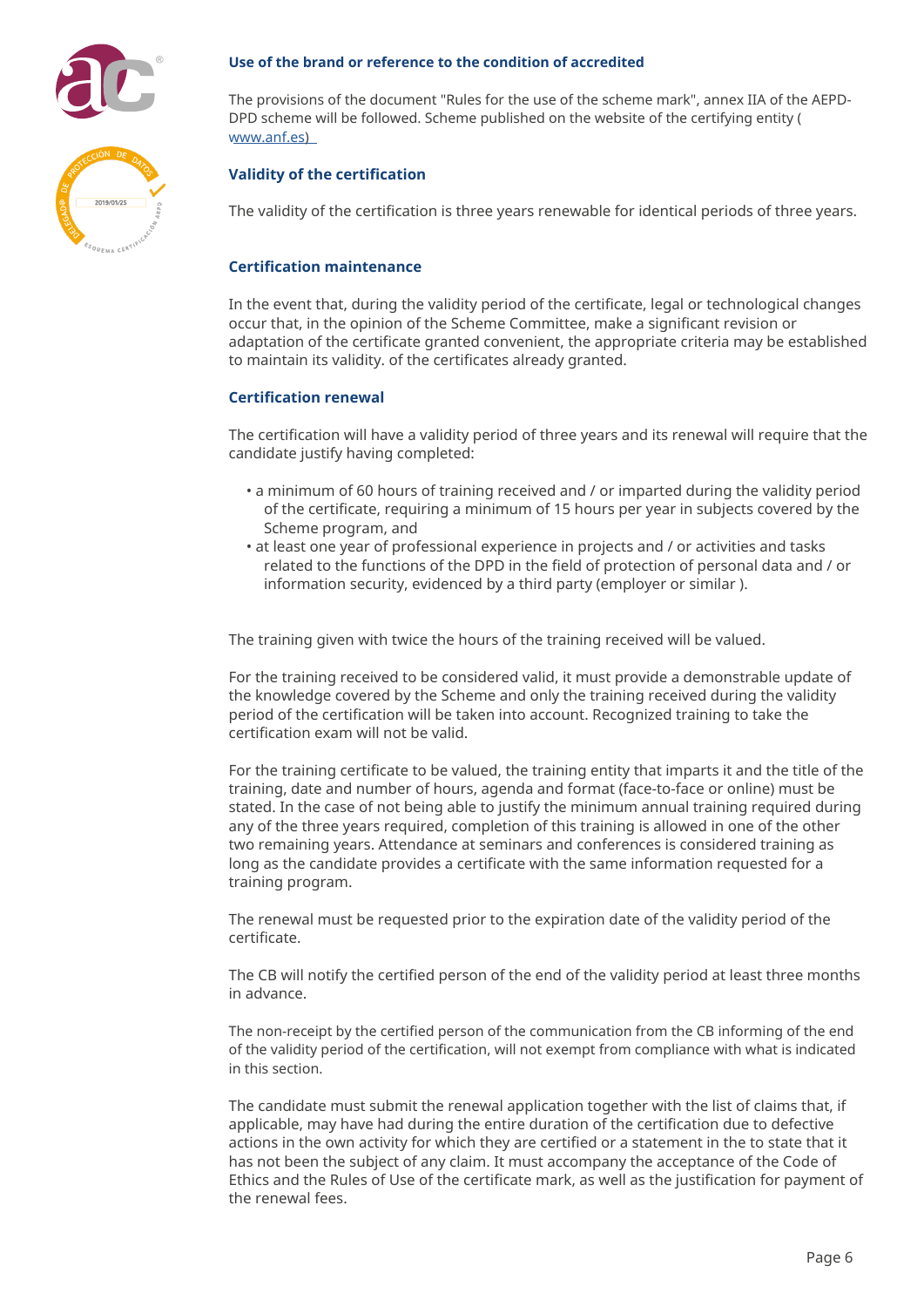### Use of the brand or reference to the condition of accredited

The provisions of the document "Rules for the use of the scheme mark", annex IIA of the AEPD-DPD scheme will be followed. Scheme published on the website of the certifying entity ( www.anf.es)

### Validity of the certification

The validity of the certification is three years renewable for identical periods of three years.

### Certification maintenance

In the event that, during the validity period of the certificate, legal or technological changes occur that, in the opinion of the Scheme Committee, make a significant revision or adaptation of the certificate granted convenient, the appropriate criteria may be established to maintain its validity. of the certificates already granted.

### Certification renewal

The certification will have a validity period of three years and its renewal will require that the candidate justify having completed:

- a minimum of 60 hours of training received and / or imparted during the validity period of the certificate, requiring a minimum of 15 hours per year in subjects covered by the Scheme program, and
- at least one year of professional experience in projects and / or activities and tasks related to the functions of the DPD in the field of protection of personal data and / or information security, evidenced by a third party (employer or similar ).

The training given with twice the hours of the training received will be valued.

For the training received to be considered valid, it must provide a demonstrable update of the knowledge covered by the Scheme and only the training received during the validity period of the certification will be taken into account. Recognized training to take the certification exam will not be valid.

For the training certificate to be valued, the training entity that imparts it and the title of the training, date and number of hours, agenda and format (face-to-face or online) must be stated. In the case of not being able to justify the minimum annual training required during any of the three years required, completion of this training is allowed in one of the other two remaining years. Attendance at seminars and conferences is considered training as long as the candidate provides a certificate with the same information requested for a training program.

The renewal must be requested prior to the expiration date of the validity period of the certificate.

The CB will notify the certified person of the end of the validity period at least three months in advance.

The non-receipt by the certified person of the communication from the CB informing of the end of the validity period of the certification, will not exempt from compliance with what is indicated in this section.

The candidate must submit the renewal application together with the list of claims that, if applicable, may have had during the entire duration of the certification due to defective actions in the own activity for which they are certified or a statement in the to state that it has not been the subject of any claim. It must accompany the acceptance of the Code of Ethics and the Rules of Use of the certificate mark, as well as the justification for payment of the renewal fees.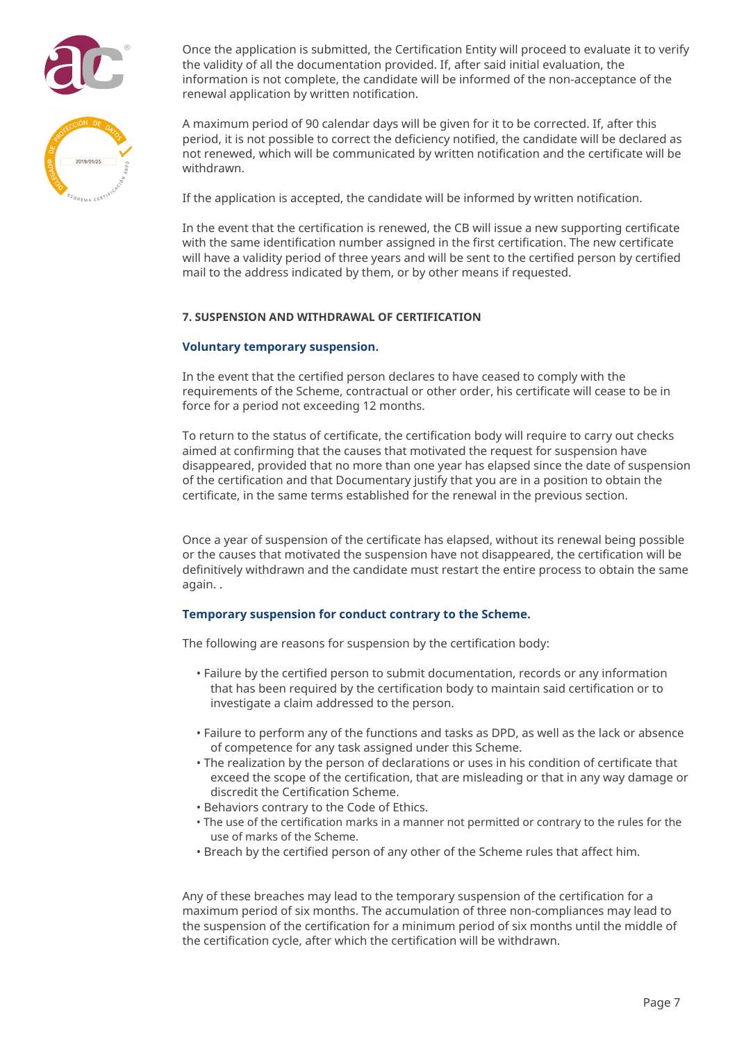Once the application is submitted, the Certification Entity will proceed to evaluate it to verify the validity of all the documentation provided. If, after said initial evaluation, the information is not complete, the candidate will be informed of the non-acceptance of the renewal application by written notification.

A maximum period of 90 calendar days will be given for it to be corrected. If, after this period, it is not possible to correct the deficiency notified, the candidate will be declared as not renewed, which will be communicated by written notification and the certificate will be withdrawn.

If the application is accepted, the candidate will be informed by written notification.

In the event that the certification is renewed, the CB will issue a new supporting certificate with the same identification number assigned in the first certification. The new certificate will have a validity period of three years and will be sent to the certified person by certified mail to the address indicated by them, or by other means if requested.

## 7. SUSPENSION AND WITHDRAWAL OF CERTIFICATION

### Voluntary temporary suspension.

In the event that the certified person declares to have ceased to comply with the requirements of the Scheme, contractual or other order, his certificate will cease to be in force for a period not exceeding 12 months.

To return to the status of certificate, the certification body will require to carry out checks aimed at confirming that the causes that motivated the request for suspension have disappeared, provided that no more than one year has elapsed since the date of suspension of the certification and that Documentary justify that you are in a position to obtain the certificate, in the same terms established for the renewal in the previous section.

Once a year of suspension of the certificate has elapsed, without its renewal being possible or the causes that motivated the suspension have not disappeared, the certification will be definitively withdrawn and the candidate must restart the entire process to obtain the same again. .

### Temporary suspension for conduct contrary to the Scheme.

The following are reasons for suspension by the certification body:

- Failure by the certified person to submit documentation, records or any information that has been required by the certification body to maintain said certification or to investigate a claim addressed to the person.
- Failure to perform any of the functions and tasks as DPD, as well as the lack or absence of competence for any task assigned under this Scheme.
- The realization by the person of declarations or uses in his condition of certificate that exceed the scope of the certification, that are misleading or that in any way damage or discredit the Certification Scheme.
- Behaviors contrary to the Code of Ethics.
- The use of the certification marks in a manner not permitted or contrary to the rules for the use of marks of the Scheme.
- Breach by the certified person of any other of the Scheme rules that affect him.

Any of these breaches may lead to the temporary suspension of the certification for a maximum period of six months. The accumulation of three non-compliances may lead to the suspension of the certification for a minimum period of six months until the middle of the certification cycle, after which the certification will be withdrawn.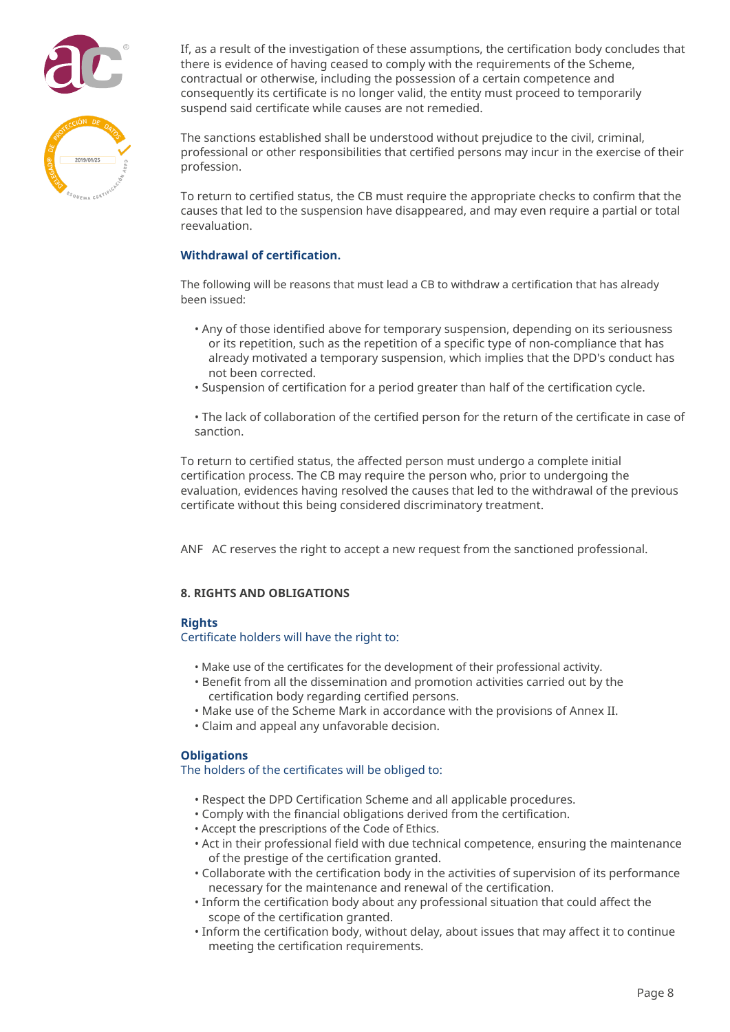If, as a result of the investigation of these assumptions, the certification body concludes that there is evidence of having ceased to comply with the requirements of the Scheme, contractual or otherwise, including the possession of a certain competence and consequently its certificate is no longer valid, the entity must proceed to temporarily suspend said certificate while causes are not remedied.

The sanctions established shall be understood without prejudice to the civil, criminal, professional or other responsibilities that certified persons may incur in the exercise of their profession.

To return to certified status, the CB must require the appropriate checks to confirm that the causes that led to the suspension have disappeared, and may even require a partial or total reevaluation.

**Withdrawal of certification.**

The following will be reasons that must lead a CB to withdraw a certification that has already been issued:

- Any of those identified above for temporary suspension, depending on its seriousness or its repetition, such as the repetition of a specific type of non-compliance that has already motivated a temporary suspension, which implies that the DPD's conduct has not been corrected.
- Suspension of certification for a period greater than half of the certification cycle.
- The lack of collaboration of the certified person for the return of the certificate in case of sanction.

To return to certified status, the affected person must undergo a complete initial certification process. The CB may require the person who, prior to undergoing the evaluation, evidences having resolved the causes that led to the withdrawal of the previous certificate without this being considered discriminatory treatment.

ANF AC reserves the right to accept a new request from the sanctioned professional.

## 8. RIGHTS AND OBLIGATIONS

**Rights**

Certificate holders will have the right to:

- Make use of the certificates for the development of their professional activity.
- Benefit from all the dissemination and promotion activities carried out by the certification body regarding certified persons.
- Make use of the Scheme Mark in accordance with the provisions of Annex II.
- Claim and appeal any unfavorable decision.

**Obligations**

The holders of the certificates will be obliged to:

- Respect the DPD Certification Scheme and all applicable procedures.
- Comply with the financial obligations derived from the certification.
- Accept the prescriptions of the Code of Ethics.
- Act in their professional field with due technical competence, ensuring the maintenance of the prestige of the certification granted.
- Collaborate with the certification body in the activities of supervision of its performance necessary for the maintenance and renewal of the certification.
- Inform the certification body about any professional situation that could affect the scope of the certification granted.
- Inform the certification body, without delay, about issues that may affect it to continue meeting the certification requirements.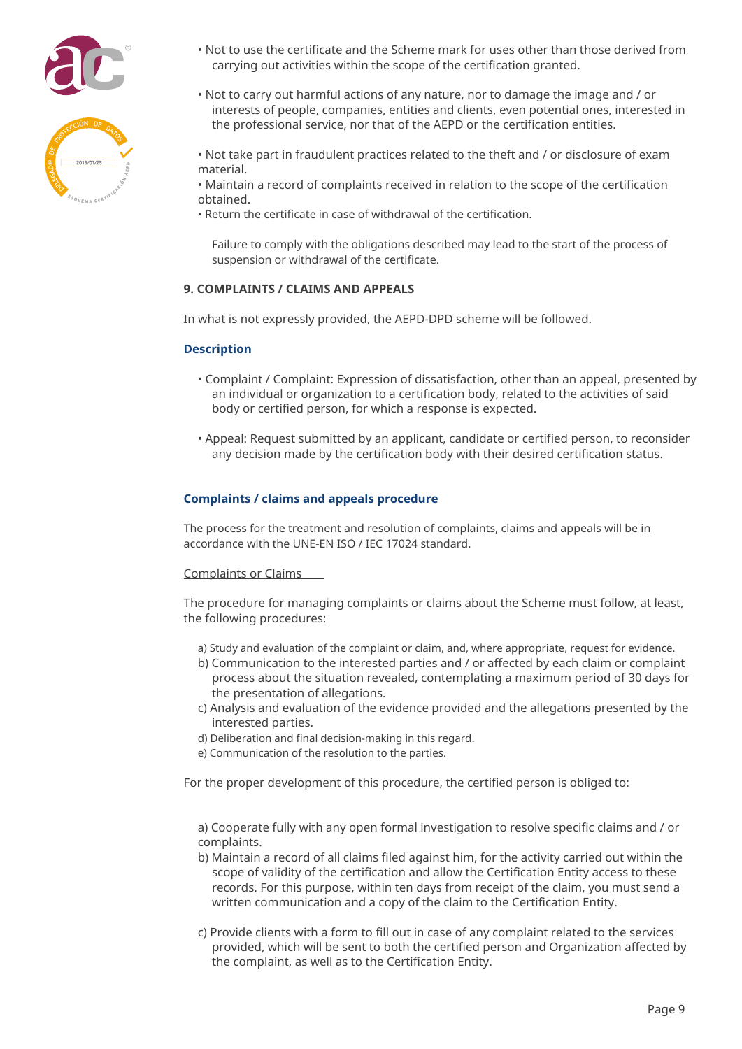- Not to use the certificate and the Scheme mark for uses other than those derived from carrying out activities within the scope of the certification granted.

- Not to carry out harmful actions of any nature, nor to damage the image and / or interests of people, companies, entities and clients, even potential ones, interested in the professional service, nor that of the AEPD or the certification entities.

- Not take part in fraudulent practices related to the theft and / or disclosure of exam material.
- Maintain a record of complaints received in relation to the scope of the certification obtained.
- Return the certificate in case of withdrawal of the certification.

Failure to comply with the obligations described may lead to the start of the process of suspension or withdrawal of the certificate.

## 9. COMPLAINTS / CLAIMS AND APPEALS

In what is not expressly provided, the AEPD-DPD scheme will be followed.

### Description

- Complaint / Complaint: Expression of dissatisfaction, other than an appeal, presented by an individual or organization to a certification body, related to the activities of said body or certified person, for which a response is expected.

- Appeal: Request submitted by an applicant, candidate or certified person, to reconsider any decision made by the certification body with their desired certification status.

### Complaints / claims and appeals procedure

The process for the treatment and resolution of complaints, claims and appeals will be in accordance with the UNE-EN ISO / IEC 17024 standard.

<u>Complaints or Claims</u>

The procedure for managing complaints or claims about the Scheme must follow, at least, the following procedures:

a) Study and evaluation of the complaint or claim, and, where appropriate, request for evidence.
b) Communication to the interested parties and / or affected by each claim or complaint process about the situation revealed, contemplating a maximum period of 30 days for the presentation of allegations.
c) Analysis and evaluation of the evidence provided and the allegations presented by the interested parties.
d) Deliberation and final decision-making in this regard.
e) Communication of the resolution to the parties.

For the proper development of this procedure, the certified person is obliged to:

a) Cooperate fully with any open formal investigation to resolve specific claims and / or complaints.
b) Maintain a record of all claims filed against him, for the activity carried out within the scope of validity of the certification and allow the Certification Entity access to these records. For this purpose, within ten days from receipt of the claim, you must send a written communication and a copy of the claim to the Certification Entity.

c) Provide clients with a form to fill out in case of any complaint related to the services provided, which will be sent to both the certified person and Organization affected by the complaint, as well as to the Certification Entity.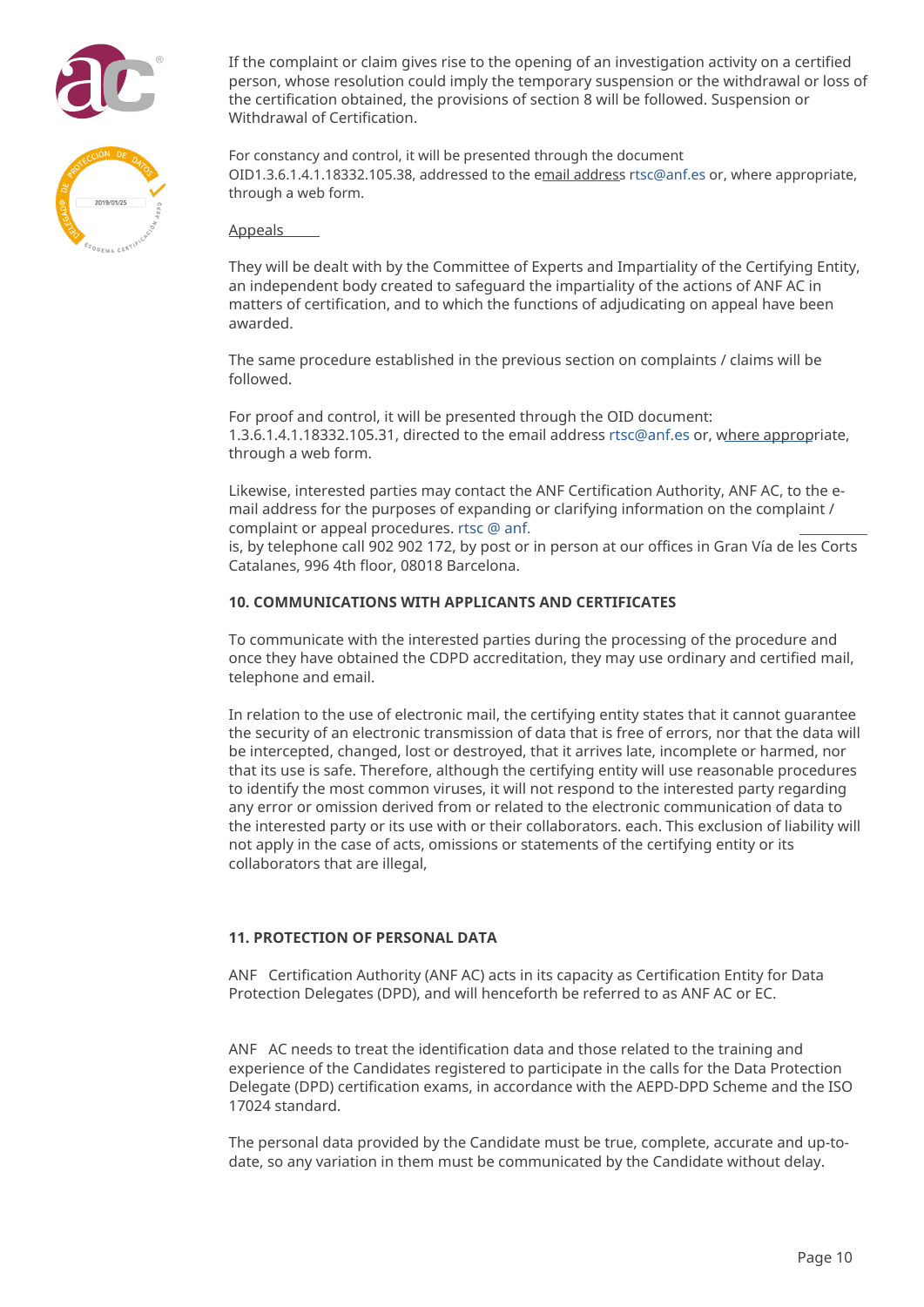If the complaint or claim gives rise to the opening of an investigation activity on a certified person, whose resolution could imply the temporary suspension or the withdrawal or loss of the certification obtained, the provisions of section 8 will be followed. Suspension or Withdrawal of Certification.

For constancy and control, it will be presented through the document OID1.3.6.1.4.1.18332.105.38, addressed to the email address rtsc@anf.es or, where appropriate, through a web form.

Appeals

They will be dealt with by the Committee of Experts and Impartiality of the Certifying Entity, an independent body created to safeguard the impartiality of the actions of ANF AC in matters of certification, and to which the functions of adjudicating on appeal have been awarded.

The same procedure established in the previous section on complaints / claims will be followed.

For proof and control, it will be presented through the OID document: 1.3.6.1.4.1.18332.105.31, directed to the email address rtsc@anf.es or, where appropriate, through a web form.

Likewise, interested parties may contact the ANF Certification Authority, ANF AC, to the e-mail address for the purposes of expanding or clarifying information on the complaint / complaint or appeal procedures. rtsc @ anf.
is, by telephone call 902 902 172, by post or in person at our offices in Gran Vía de les Corts Catalanes, 996 4th floor, 08018 Barcelona.

**10. COMMUNICATIONS WITH APPLICANTS AND CERTIFICATES**

To communicate with the interested parties during the processing of the procedure and once they have obtained the CDPD accreditation, they may use ordinary and certified mail, telephone and email.

In relation to the use of electronic mail, the certifying entity states that it cannot guarantee the security of an electronic transmission of data that is free of errors, nor that the data will be intercepted, changed, lost or destroyed, that it arrives late, incomplete or harmed, nor that its use is safe. Therefore, although the certifying entity will use reasonable procedures to identify the most common viruses, it will not respond to the interested party regarding any error or omission derived from or related to the electronic communication of data to the interested party or its use with or their collaborators. each. This exclusion of liability will not apply in the case of acts, omissions or statements of the certifying entity or its collaborators that are illegal,

**11. PROTECTION OF PERSONAL DATA**

ANF Certification Authority (ANF AC) acts in its capacity as Certification Entity for Data Protection Delegates (DPD), and will henceforth be referred to as ANF AC or EC.

ANF AC needs to treat the identification data and those related to the training and experience of the Candidates registered to participate in the calls for the Data Protection Delegate (DPD) certification exams, in accordance with the AEPD-DPD Scheme and the ISO 17024 standard.

The personal data provided by the Candidate must be true, complete, accurate and up-to-date, so any variation in them must be communicated by the Candidate without delay.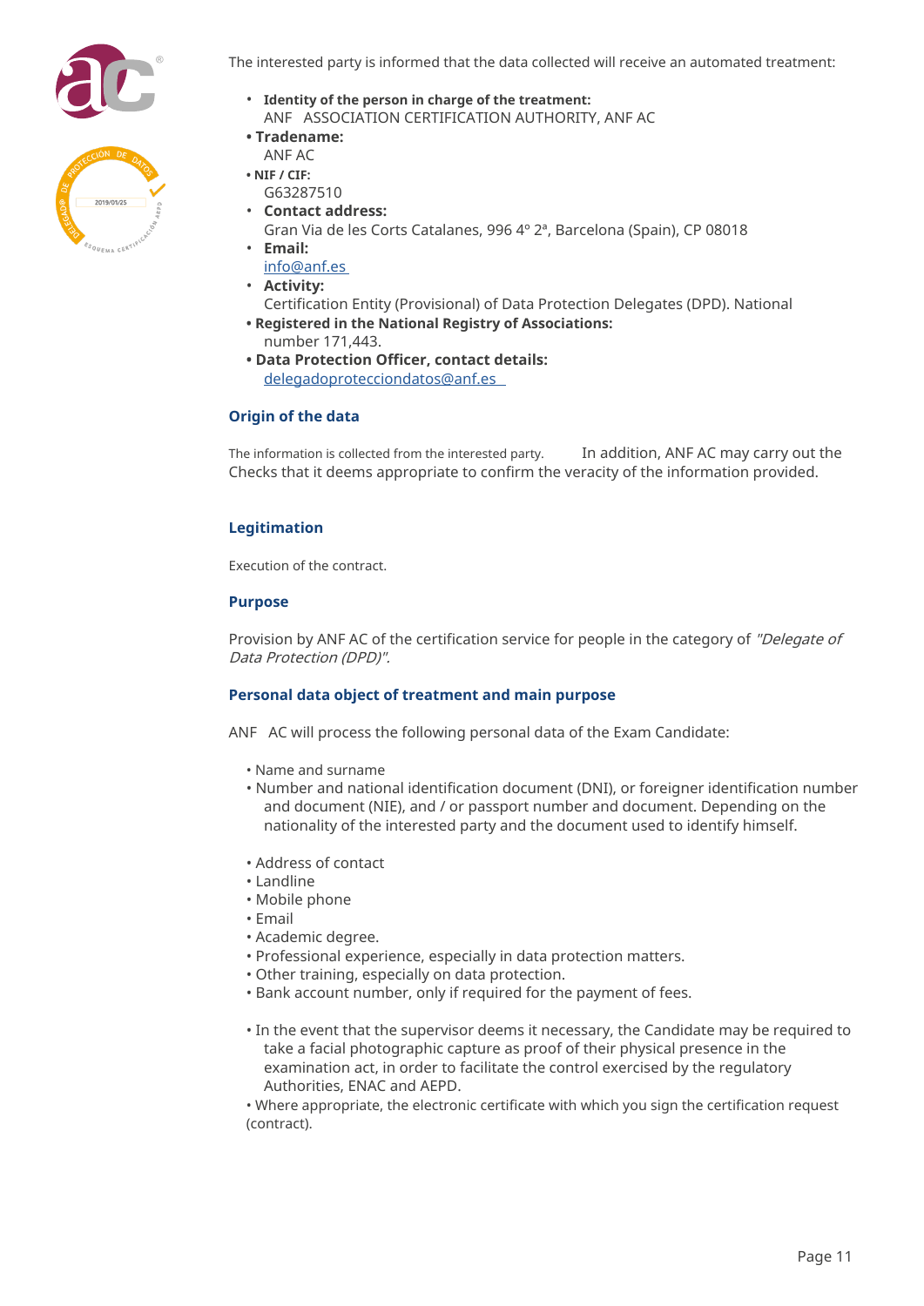The interested party is informed that the data collected will receive an automated treatment:

- **Identity of the person in charge of the treatment:**
  ANF ASSOCIATION CERTIFICATION AUTHORITY, ANF AC
- **Tradename:**
  ANF AC
- **NIF / CIF:**
  G63287510
- **Contact address:**
  Gran Via de les Corts Catalanes, 996 4º 2ª, Barcelona (Spain), CP 08018
- **Email:**
  info@anf.es
- **Activity:**
  Certification Entity (Provisional) of Data Protection Delegates (DPD). National
- **Registered in the National Registry of Associations:**
  number 171,443.
- **Data Protection Officer, contact details:**
  delegadoprotecciondatos@anf.es

### Origin of the data

The information is collected from the interested party. In addition, ANF AC may carry out the Checks that it deems appropriate to confirm the veracity of the information provided.

### Legitimation

Execution of the contract.

### Purpose

Provision by ANF AC of the certification service for people in the category of *"Delegate of Data Protection (DPD)".*

### Personal data object of treatment and main purpose

ANF AC will process the following personal data of the Exam Candidate:

- Name and surname
- Number and national identification document (DNI), or foreigner identification number and document (NIE), and / or passport number and document. Depending on the nationality of the interested party and the document used to identify himself.

- Address of contact
- Landline
- Mobile phone
- Email
- Academic degree.
- Professional experience, especially in data protection matters.
- Other training, especially on data protection.
- Bank account number, only if required for the payment of fees.

- In the event that the supervisor deems it necessary, the Candidate may be required to take a facial photographic capture as proof of their physical presence in the examination act, in order to facilitate the control exercised by the regulatory Authorities, ENAC and AEPD.
- Where appropriate, the electronic certificate with which you sign the certification request (contract).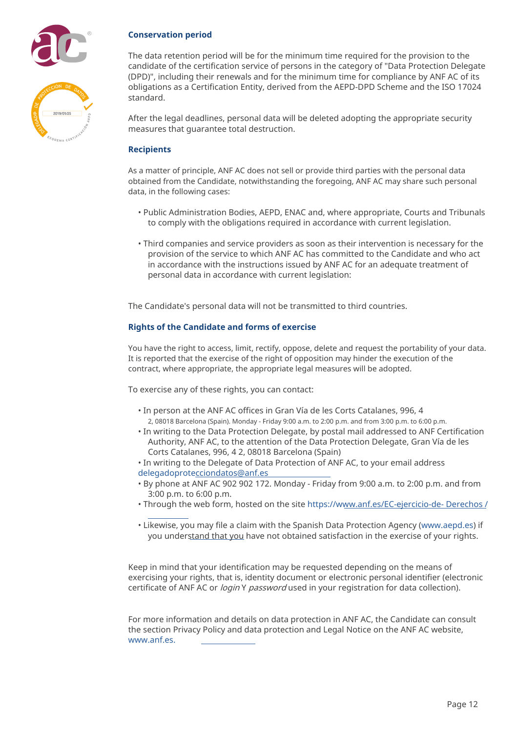### Conservation period

The data retention period will be for the minimum time required for the provision to the candidate of the certification service of persons in the category of "Data Protection Delegate (DPD)", including their renewals and for the minimum time for compliance by ANF AC of its obligations as a Certification Entity, derived from the AEPD-DPD Scheme and the ISO 17024 standard.

After the legal deadlines, personal data will be deleted adopting the appropriate security measures that guarantee total destruction.

### Recipients

As a matter of principle, ANF AC does not sell or provide third parties with the personal data obtained from the Candidate, notwithstanding the foregoing, ANF AC may share such personal data, in the following cases:

- Public Administration Bodies, AEPD, ENAC and, where appropriate, Courts and Tribunals to comply with the obligations required in accordance with current legislation.
- Third companies and service providers as soon as their intervention is necessary for the provision of the service to which ANF AC has committed to the Candidate and who act in accordance with the instructions issued by ANF AC for an adequate treatment of personal data in accordance with current legislation:

The Candidate's personal data will not be transmitted to third countries.

### Rights of the Candidate and forms of exercise

You have the right to access, limit, rectify, oppose, delete and request the portability of your data. It is reported that the exercise of the right of opposition may hinder the execution of the contract, where appropriate, the appropriate legal measures will be adopted.

To exercise any of these rights, you can contact:

- In person at the ANF AC offices in Gran Vía de les Corts Catalanes, 996, 4 2, 08018 Barcelona (Spain). Monday - Friday 9:00 a.m. to 2:00 p.m. and from 3:00 p.m. to 6:00 p.m.
- In writing to the Data Protection Delegate, by postal mail addressed to ANF Certification Authority, ANF AC, to the attention of the Data Protection Delegate, Gran Vía de les Corts Catalanes, 996, 4 2, 08018 Barcelona (Spain)
- In writing to the Delegate of Data Protection of ANF AC, to your email address delegadoproteccciondatos@anf.es
- By phone at ANF AC 902 902 172. Monday - Friday from 9:00 a.m. to 2:00 p.m. and from 3:00 p.m. to 6:00 p.m.
- Through the web form, hosted on the site https://www.anf.es/EC-ejercicio-de- Derechos /
- Likewise, you may file a claim with the Spanish Data Protection Agency (www.aepd.es) if you understand that you have not obtained satisfaction in the exercise of your rights.

Keep in mind that your identification may be requested depending on the means of exercising your rights, that is, identity document or electronic personal identifier (electronic certificate of ANF AC or *login* Y *password* used in your registration for data collection).

For more information and details on data protection in ANF AC, the Candidate can consult the section Privacy Policy and data protection and Legal Notice on the ANF AC website, www.anf.es.